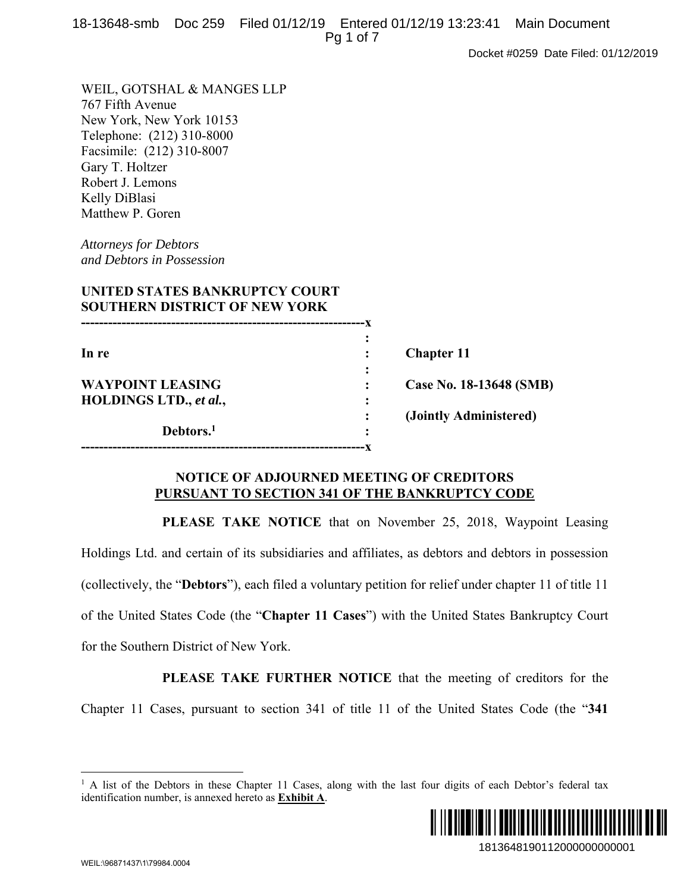WEIL, GOTSHAL & MANGES LLP
767 Fifth Avenue
New York, New York 10153
Telephone: (212) 310-8000
Facsimile: (212) 310-8007
Gary T. Holtzer
Robert J. Lemons
Kelly DiBlasi
Matthew P. Goren

*Attorneys for Debtors*
*and Debtors in Possession*

**UNITED STATES BANKRUPTCY COURT**
**SOUTHERN DISTRICT OF NEW YORK**

| | | |
|---|---|---|
| **In re** | : | **Chapter 11** |
| **WAYPOINT LEASING HOLDINGS LTD., *et al.*,** | : | **Case No. 18-13648 (SMB)** |
| | : | **(Jointly Administered)** |
| **Debtors.[1]** | : | |

## NOTICE OF ADJOURNED MEETING OF CREDITORS PURSUANT TO SECTION 341 OF THE BANKRUPTCY CODE

**PLEASE TAKE NOTICE** that on November 25, 2018, Waypoint Leasing Holdings Ltd. and certain of its subsidiaries and affiliates, as debtors and debtors in possession (collectively, the "**Debtors**"), each filed a voluntary petition for relief under chapter 11 of title 11 of the United States Code (the "**Chapter 11 Cases**") with the United States Bankruptcy Court for the Southern District of New York.

**PLEASE TAKE FURTHER NOTICE** that the meeting of creditors for the Chapter 11 Cases, pursuant to section 341 of title 11 of the United States Code (the "**341**

[1] A list of the Debtors in these Chapter 11 Cases, along with the last four digits of each Debtor's federal tax identification number, is annexed hereto as **Exhibit A**.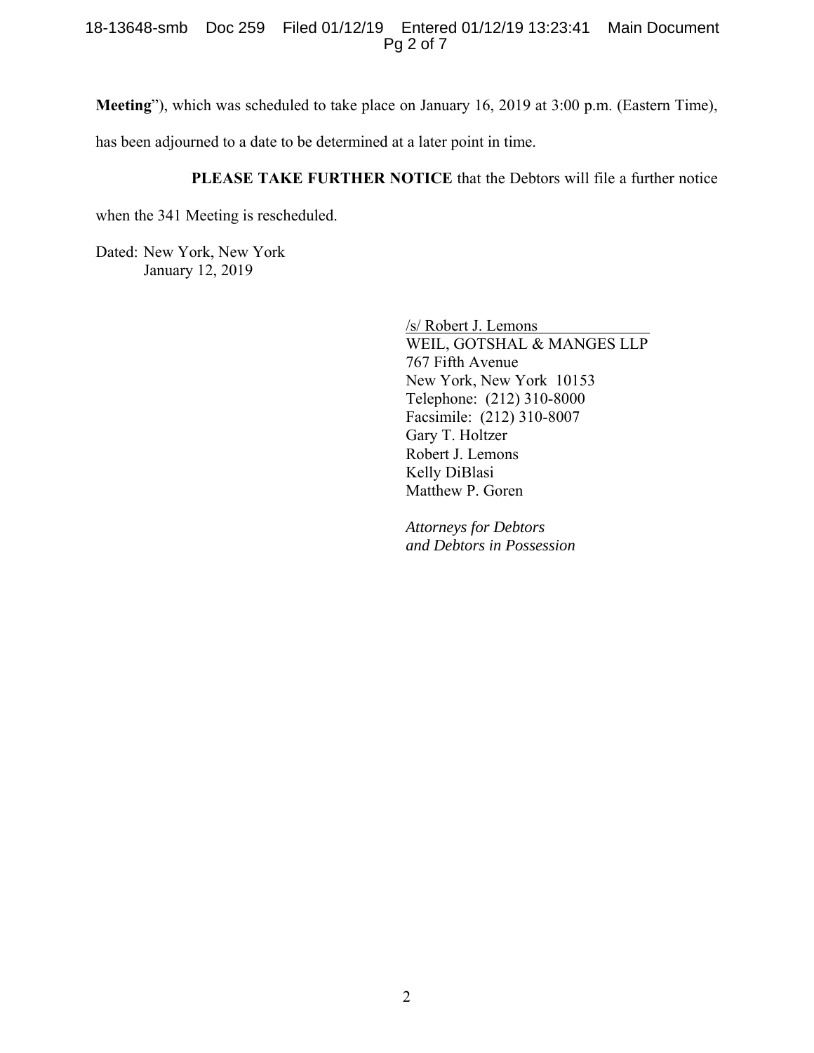**Meeting**"), which was scheduled to take place on January 16, 2019 at 3:00 p.m. (Eastern Time), has been adjourned to a date to be determined at a later point in time.

**PLEASE TAKE FURTHER NOTICE** that the Debtors will file a further notice when the 341 Meeting is rescheduled.

Dated: New York, New York
January 12, 2019

/s/ Robert J. Lemons
WEIL, GOTSHAL & MANGES LLP
767 Fifth Avenue
New York, New York 10153
Telephone: (212) 310-8000
Facsimile: (212) 310-8007
Gary T. Holtzer
Robert J. Lemons
Kelly DiBlasi
Matthew P. Goren

*Attorneys for Debtors*
*and Debtors in Possession*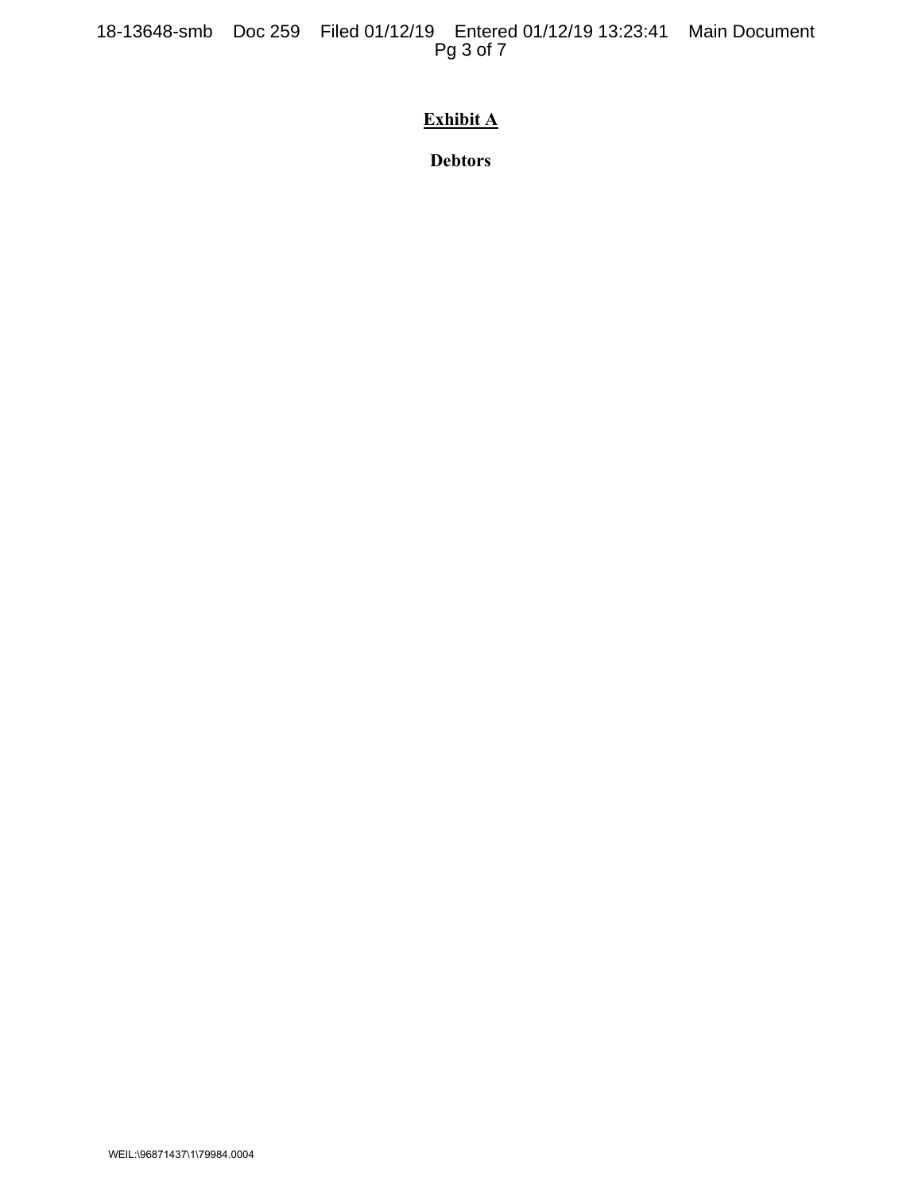**Exhibit A**

**Debtors**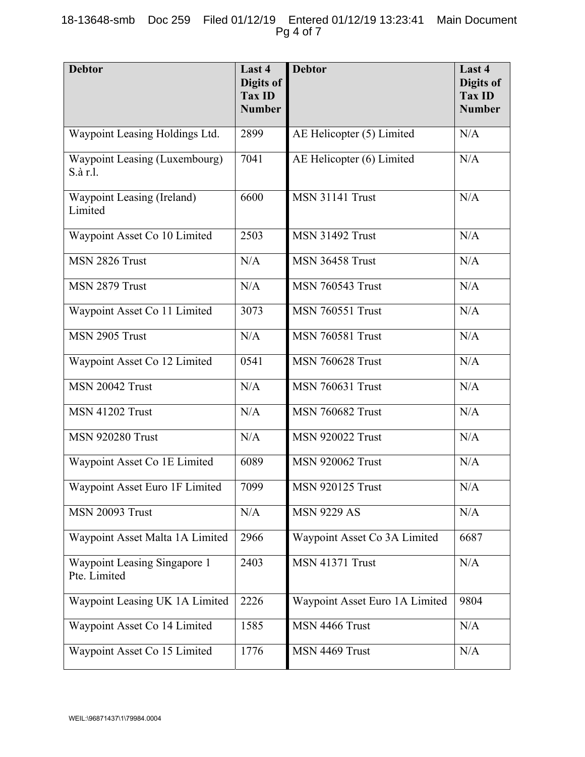| Debtor | Last 4 Digits of Tax ID Number | Debtor | Last 4 Digits of Tax ID Number |
|---|---|---|---|
| Waypoint Leasing Holdings Ltd. | 2899 | AE Helicopter (5) Limited | N/A |
| Waypoint Leasing (Luxembourg) S.à r.l. | 7041 | AE Helicopter (6) Limited | N/A |
| Waypoint Leasing (Ireland) Limited | 6600 | MSN 31141 Trust | N/A |
| Waypoint Asset Co 10 Limited | 2503 | MSN 31492 Trust | N/A |
| MSN 2826 Trust | N/A | MSN 36458 Trust | N/A |
| MSN 2879 Trust | N/A | MSN 760543 Trust | N/A |
| Waypoint Asset Co 11 Limited | 3073 | MSN 760551 Trust | N/A |
| MSN 2905 Trust | N/A | MSN 760581 Trust | N/A |
| Waypoint Asset Co 12 Limited | 0541 | MSN 760628 Trust | N/A |
| MSN 20042 Trust | N/A | MSN 760631 Trust | N/A |
| MSN 41202 Trust | N/A | MSN 760682 Trust | N/A |
| MSN 920280 Trust | N/A | MSN 920022 Trust | N/A |
| Waypoint Asset Co 1E Limited | 6089 | MSN 920062 Trust | N/A |
| Waypoint Asset Euro 1F Limited | 7099 | MSN 920125 Trust | N/A |
| MSN 20093 Trust | N/A | MSN 9229 AS | N/A |
| Waypoint Asset Malta 1A Limited | 2966 | Waypoint Asset Co 3A Limited | 6687 |
| Waypoint Leasing Singapore 1 Pte. Limited | 2403 | MSN 41371 Trust | N/A |
| Waypoint Leasing UK 1A Limited | 2226 | Waypoint Asset Euro 1A Limited | 9804 |
| Waypoint Asset Co 14 Limited | 1585 | MSN 4466 Trust | N/A |
| Waypoint Asset Co 15 Limited | 1776 | MSN 4469 Trust | N/A |

WEIL:\96871437\1\79984.0004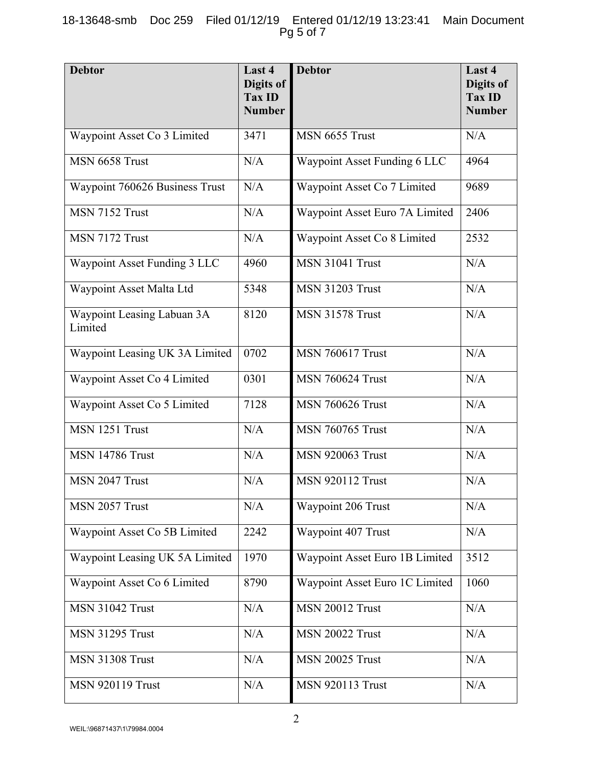| Debtor | Last 4 Digits of Tax ID Number | Debtor | Last 4 Digits of Tax ID Number |
|---|---|---|---|
| Waypoint Asset Co 3 Limited | 3471 | MSN 6655 Trust | N/A |
| MSN 6658 Trust | N/A | Waypoint Asset Funding 6 LLC | 4964 |
| Waypoint 760626 Business Trust | N/A | Waypoint Asset Co 7 Limited | 9689 |
| MSN 7152 Trust | N/A | Waypoint Asset Euro 7A Limited | 2406 |
| MSN 7172 Trust | N/A | Waypoint Asset Co 8 Limited | 2532 |
| Waypoint Asset Funding 3 LLC | 4960 | MSN 31041 Trust | N/A |
| Waypoint Asset Malta Ltd | 5348 | MSN 31203 Trust | N/A |
| Waypoint Leasing Labuan 3A Limited | 8120 | MSN 31578 Trust | N/A |
| Waypoint Leasing UK 3A Limited | 0702 | MSN 760617 Trust | N/A |
| Waypoint Asset Co 4 Limited | 0301 | MSN 760624 Trust | N/A |
| Waypoint Asset Co 5 Limited | 7128 | MSN 760626 Trust | N/A |
| MSN 1251 Trust | N/A | MSN 760765 Trust | N/A |
| MSN 14786 Trust | N/A | MSN 920063 Trust | N/A |
| MSN 2047 Trust | N/A | MSN 920112 Trust | N/A |
| MSN 2057 Trust | N/A | Waypoint 206 Trust | N/A |
| Waypoint Asset Co 5B Limited | 2242 | Waypoint 407 Trust | N/A |
| Waypoint Leasing UK 5A Limited | 1970 | Waypoint Asset Euro 1B Limited | 3512 |
| Waypoint Asset Co 6 Limited | 8790 | Waypoint Asset Euro 1C Limited | 1060 |
| MSN 31042 Trust | N/A | MSN 20012 Trust | N/A |
| MSN 31295 Trust | N/A | MSN 20022 Trust | N/A |
| MSN 31308 Trust | N/A | MSN 20025 Trust | N/A |
| MSN 920119 Trust | N/A | MSN 920113 Trust | N/A |

WEIL:\96871437\1\79984.0004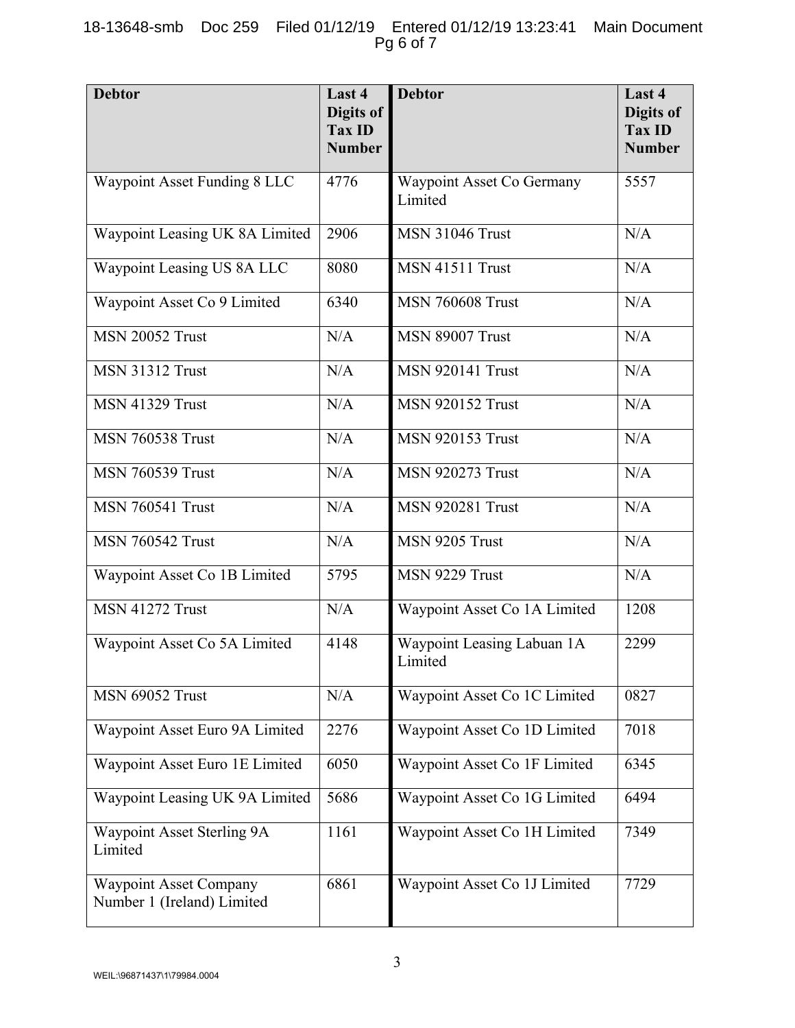| Debtor | Last 4 Digits of Tax ID Number | Debtor | Last 4 Digits of Tax ID Number |
|---|---|---|---|
| Waypoint Asset Funding 8 LLC | 4776 | Waypoint Asset Co Germany Limited | 5557 |
| Waypoint Leasing UK 8A Limited | 2906 | MSN 31046 Trust | N/A |
| Waypoint Leasing US 8A LLC | 8080 | MSN 41511 Trust | N/A |
| Waypoint Asset Co 9 Limited | 6340 | MSN 760608 Trust | N/A |
| MSN 20052 Trust | N/A | MSN 89007 Trust | N/A |
| MSN 31312 Trust | N/A | MSN 920141 Trust | N/A |
| MSN 41329 Trust | N/A | MSN 920152 Trust | N/A |
| MSN 760538 Trust | N/A | MSN 920153 Trust | N/A |
| MSN 760539 Trust | N/A | MSN 920273 Trust | N/A |
| MSN 760541 Trust | N/A | MSN 920281 Trust | N/A |
| MSN 760542 Trust | N/A | MSN 9205 Trust | N/A |
| Waypoint Asset Co 1B Limited | 5795 | MSN 9229 Trust | N/A |
| MSN 41272 Trust | N/A | Waypoint Asset Co 1A Limited | 1208 |
| Waypoint Asset Co 5A Limited | 4148 | Waypoint Leasing Labuan 1A Limited | 2299 |
| MSN 69052 Trust | N/A | Waypoint Asset Co 1C Limited | 0827 |
| Waypoint Asset Euro 9A Limited | 2276 | Waypoint Asset Co 1D Limited | 7018 |
| Waypoint Asset Euro 1E Limited | 6050 | Waypoint Asset Co 1F Limited | 6345 |
| Waypoint Leasing UK 9A Limited | 5686 | Waypoint Asset Co 1G Limited | 6494 |
| Waypoint Asset Sterling 9A Limited | 1161 | Waypoint Asset Co 1H Limited | 7349 |
| Waypoint Asset Company Number 1 (Ireland) Limited | 6861 | Waypoint Asset Co 1J Limited | 7729 |

WEIL:\96871437\1\79984.0004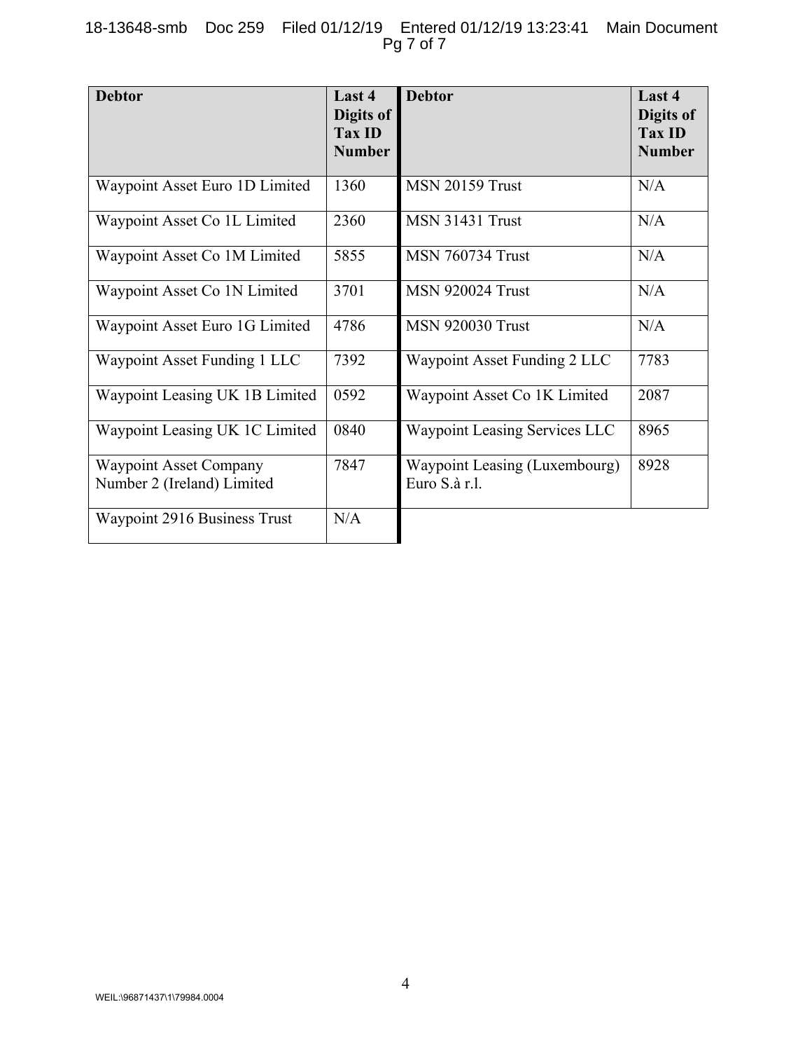| Debtor | Last 4 Digits of Tax ID Number | Debtor | Last 4 Digits of Tax ID Number |
|---|---|---|---|
| Waypoint Asset Euro 1D Limited | 1360 | MSN 20159 Trust | N/A |
| Waypoint Asset Co 1L Limited | 2360 | MSN 31431 Trust | N/A |
| Waypoint Asset Co 1M Limited | 5855 | MSN 760734 Trust | N/A |
| Waypoint Asset Co 1N Limited | 3701 | MSN 920024 Trust | N/A |
| Waypoint Asset Euro 1G Limited | 4786 | MSN 920030 Trust | N/A |
| Waypoint Asset Funding 1 LLC | 7392 | Waypoint Asset Funding 2 LLC | 7783 |
| Waypoint Leasing UK 1B Limited | 0592 | Waypoint Asset Co 1K Limited | 2087 |
| Waypoint Leasing UK 1C Limited | 0840 | Waypoint Leasing Services LLC | 8965 |
| Waypoint Asset Company Number 2 (Ireland) Limited | 7847 | Waypoint Leasing (Luxembourg) Euro S.à r.l. | 8928 |
| Waypoint 2916 Business Trust | N/A | | |

WEIL:\96871437\1\79984.0004